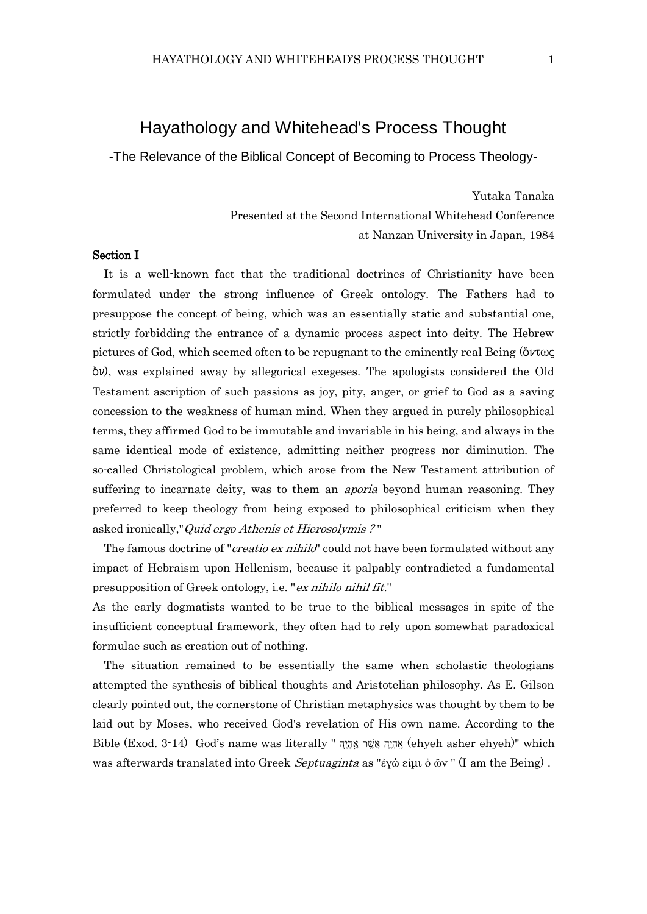# Hayathology and Whitehead's Process Thought

-The Relevance of the Biblical Concept of Becoming to Process Theology-

Yutaka Tanaka

Presented at the Second International Whitehead Conference

at Nanzan University in Japan, 1984

## Section I

It is a well-known fact that the traditional doctrines of Christianity have been formulated under the strong influence of Greek ontology. The Fathers had to presuppose the concept of being, which was an essentially static and substantial one, strictly forbidding the entrance of a dynamic process aspect into deity. The Hebrew pictures of God, which seemed often to be repugnant to the eminently real Being (ὄντως ὄν), was explained away by allegorical exegeses. The apologists considered the Old Testament ascription of such passions as joy, pity, anger, or grief to God as a saving concession to the weakness of human mind. When they argued in purely philosophical terms, they affirmed God to be immutable and invariable in his being, and always in the same identical mode of existence, admitting neither progress nor diminution. The so-called Christological problem, which arose from the New Testament attribution of suffering to incarnate deity, was to them an *aporia* beyond human reasoning. They preferred to keep theology from being exposed to philosophical criticism when they asked ironically,"*Quid ergo Athenis et Hierosolymis ?* "

The famous doctrine of "*creatio ex nihilo*" could not have been formulated without any impact of Hebraism upon Hellenism, because it palpably contradicted a fundamental presupposition of Greek ontology, i.e. "*ex nihilo nihil fit*."
As the early dogmatists wanted to be true to the biblical messages in spite of the insufficient conceptual framework, they often had to rely upon somewhat paradoxical formulae such as creation out of nothing.

The situation remained to be essentially the same when scholastic theologians attempted the synthesis of biblical thoughts and Aristotelian philosophy. As E. Gilson clearly pointed out, the cornerstone of Christian metaphysics was thought by them to be laid out by Moses, who received God's revelation of His own name. According to the Bible (Exod. 3-14) God's name was literally " אֶהְיֶה אֲשֶׁר אֶהְיֶה (ehyeh asher ehyeh)" which was afterwards translated into Greek *Septuaginta* as "ἐγώ εἰμι ὁ ὤν " (I am the Being) .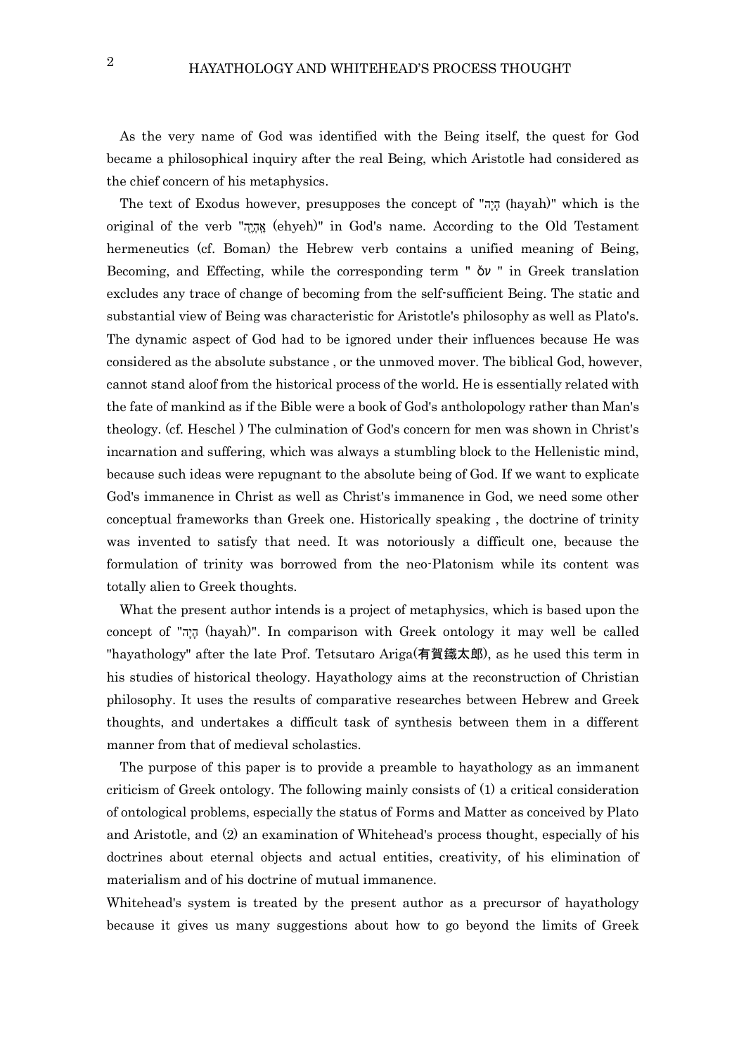As the very name of God was identified with the Being itself, the quest for God became a philosophical inquiry after the real Being, which Aristotle had considered as the chief concern of his metaphysics.

The text of Exodus however, presupposes the concept of "הָיָה (hayah)" which is the original of the verb "אֶהְיֶה (ehyeh)" in God's name. According to the Old Testament hermeneutics (cf. Boman) the Hebrew verb contains a unified meaning of Being, Becoming, and Effecting, while the corresponding term " ὄν " in Greek translation excludes any trace of change of becoming from the self-sufficient Being. The static and substantial view of Being was characteristic for Aristotle's philosophy as well as Plato's. The dynamic aspect of God had to be ignored under their influences because He was considered as the absolute substance , or the unmoved mover. The biblical God, however, cannot stand aloof from the historical process of the world. He is essentially related with the fate of mankind as if the Bible were a book of God's antholopology rather than Man's theology. (cf. Heschel ) The culmination of God's concern for men was shown in Christ's incarnation and suffering, which was always a stumbling block to the Hellenistic mind, because such ideas were repugnant to the absolute being of God. If we want to explicate God's immanence in Christ as well as Christ's immanence in God, we need some other conceptual frameworks than Greek one. Historically speaking , the doctrine of trinity was invented to satisfy that need. It was notoriously a difficult one, because the formulation of trinity was borrowed from the neo-Platonism while its content was totally alien to Greek thoughts.

What the present author intends is a project of metaphysics, which is based upon the concept of "הָיָה (hayah)". In comparison with Greek ontology it may well be called "hayathology" after the late Prof. Tetsutaro Ariga(有賀鐵太郎), as he used this term in his studies of historical theology. Hayathology aims at the reconstruction of Christian philosophy. It uses the results of comparative researches between Hebrew and Greek thoughts, and undertakes a difficult task of synthesis between them in a different manner from that of medieval scholastics.

The purpose of this paper is to provide a preamble to hayathology as an immanent criticism of Greek ontology. The following mainly consists of (1) a critical consideration of ontological problems, especially the status of Forms and Matter as conceived by Plato and Aristotle, and (2) an examination of Whitehead's process thought, especially of his doctrines about eternal objects and actual entities, creativity, of his elimination of materialism and of his doctrine of mutual immanence.

Whitehead's system is treated by the present author as a precursor of hayathology because it gives us many suggestions about how to go beyond the limits of Greek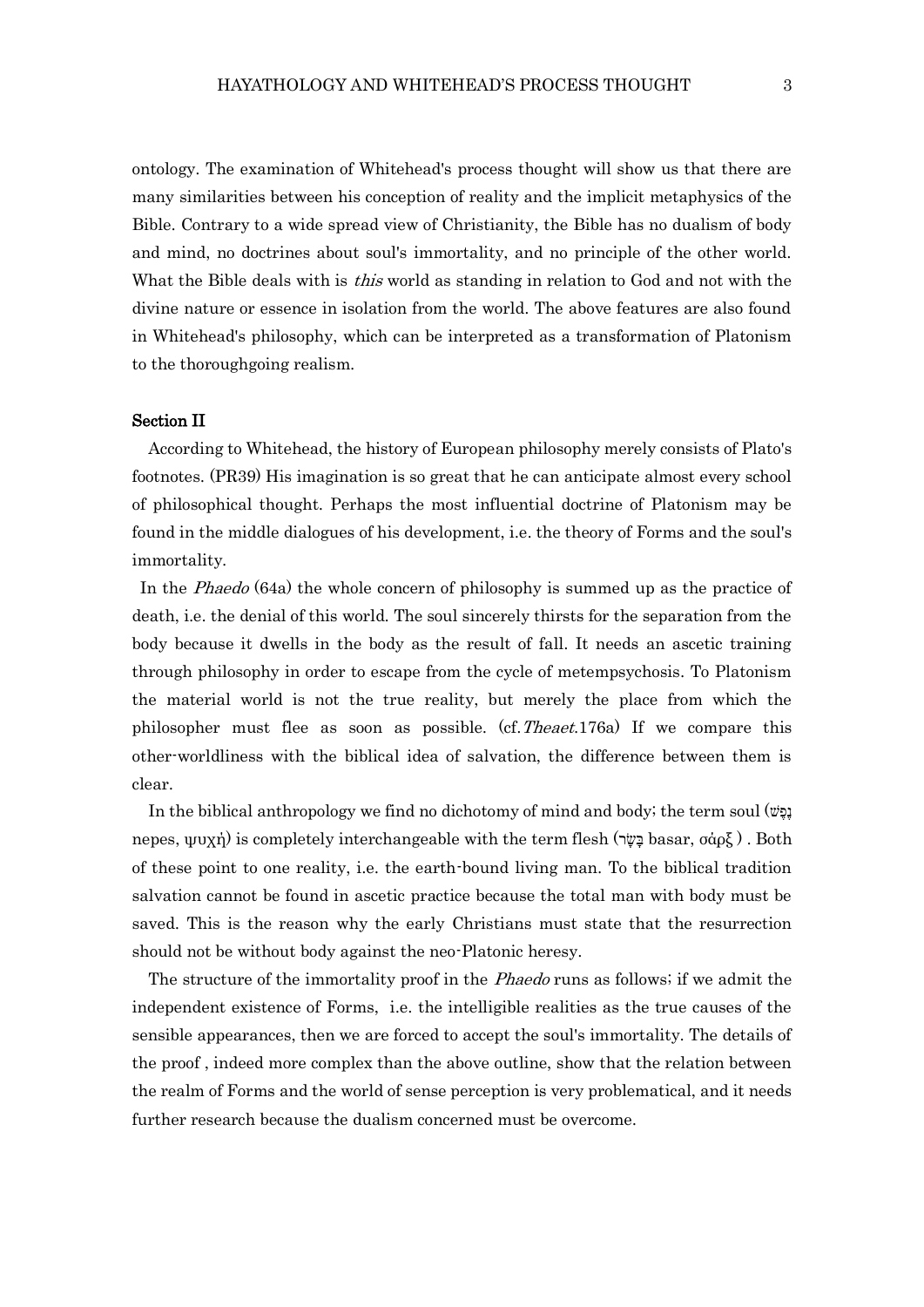ontology. The examination of Whitehead's process thought will show us that there are many similarities between his conception of reality and the implicit metaphysics of the Bible. Contrary to a wide spread view of Christianity, the Bible has no dualism of body and mind, no doctrines about soul's immortality, and no principle of the other world. What the Bible deals with is *this* world as standing in relation to God and not with the divine nature or essence in isolation from the world. The above features are also found in Whitehead's philosophy, which can be interpreted as a transformation of Platonism to the thoroughgoing realism.

**Section II**

According to Whitehead, the history of European philosophy merely consists of Plato's footnotes. (PR39) His imagination is so great that he can anticipate almost every school of philosophical thought. Perhaps the most influential doctrine of Platonism may be found in the middle dialogues of his development, i.e. the theory of Forms and the soul's immortality.

In the *Phaedo* (64a) the whole concern of philosophy is summed up as the practice of death, i.e. the denial of this world. The soul sincerely thirsts for the separation from the body because it dwells in the body as the result of fall. It needs an ascetic training through philosophy in order to escape from the cycle of metempsychosis. To Platonism the material world is not the true reality, but merely the place from which the philosopher must flee as soon as possible. (cf.*Theaet.*176a) If we compare this other-worldliness with the biblical idea of salvation, the difference between them is clear.

In the biblical anthropology we find no dichotomy of mind and body; the term soul (נֶפֶשׁ nepes, ψυχή) is completely interchangeable with the term flesh (בָּשָׂר basar, σάρξ ) . Both of these point to one reality, i.e. the earth-bound living man. To the biblical tradition salvation cannot be found in ascetic practice because the total man with body must be saved. This is the reason why the early Christians must state that the resurrection should not be without body against the neo-Platonic heresy.

The structure of the immortality proof in the *Phaedo* runs as follows; if we admit the independent existence of Forms, i.e. the intelligible realities as the true causes of the sensible appearances, then we are forced to accept the soul's immortality. The details of the proof , indeed more complex than the above outline, show that the relation between the realm of Forms and the world of sense perception is very problematical, and it needs further research because the dualism concerned must be overcome.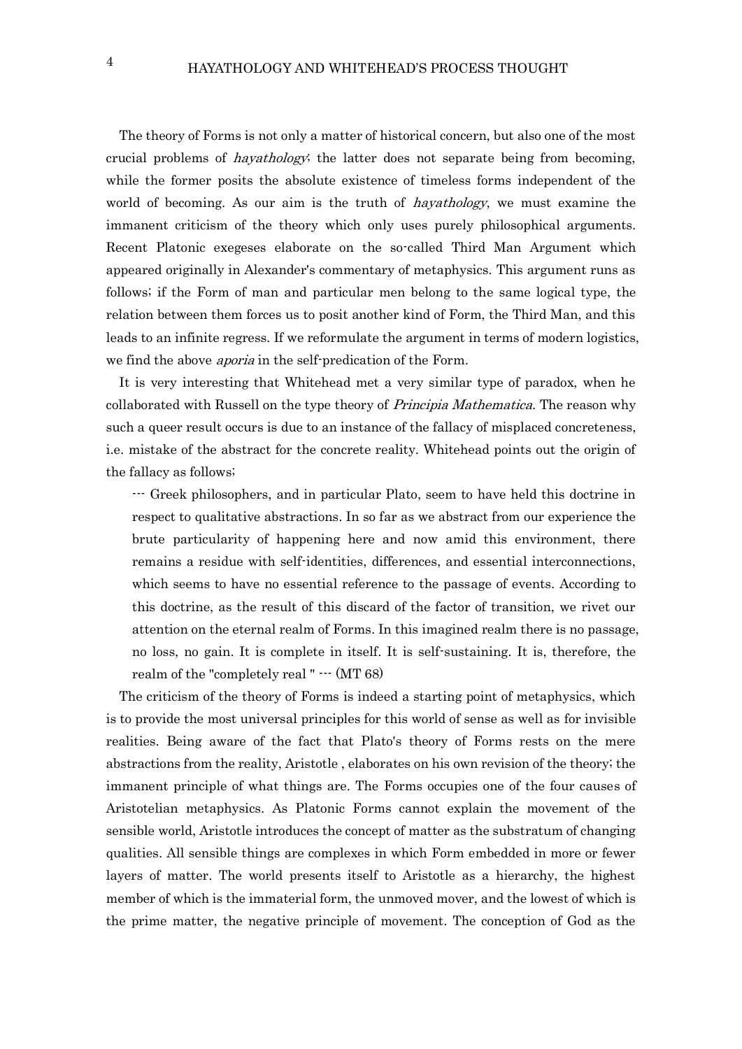The theory of Forms is not only a matter of historical concern, but also one of the most crucial problems of *hayathology*; the latter does not separate being from becoming, while the former posits the absolute existence of timeless forms independent of the world of becoming. As our aim is the truth of *hayathology*, we must examine the immanent criticism of the theory which only uses purely philosophical arguments. Recent Platonic exegeses elaborate on the so-called Third Man Argument which appeared originally in Alexander's commentary of metaphysics. This argument runs as follows; if the Form of man and particular men belong to the same logical type, the relation between them forces us to posit another kind of Form, the Third Man, and this leads to an infinite regress. If we reformulate the argument in terms of modern logistics, we find the above *aporia* in the self-predication of the Form.

It is very interesting that Whitehead met a very similar type of paradox, when he collaborated with Russell on the type theory of *Principia Mathematica*. The reason why such a queer result occurs is due to an instance of the fallacy of misplaced concreteness, i.e. mistake of the abstract for the concrete reality. Whitehead points out the origin of the fallacy as follows;

> --- Greek philosophers, and in particular Plato, seem to have held this doctrine in respect to qualitative abstractions. In so far as we abstract from our experience the brute particularity of happening here and now amid this environment, there remains a residue with self-identities, differences, and essential interconnections, which seems to have no essential reference to the passage of events. According to this doctrine, as the result of this discard of the factor of transition, we rivet our attention on the eternal realm of Forms. In this imagined realm there is no passage, no loss, no gain. It is complete in itself. It is self-sustaining. It is, therefore, the realm of the "completely real " --- (MT 68)

The criticism of the theory of Forms is indeed a starting point of metaphysics, which is to provide the most universal principles for this world of sense as well as for invisible realities. Being aware of the fact that Plato's theory of Forms rests on the mere abstractions from the reality, Aristotle , elaborates on his own revision of the theory; the immanent principle of what things are. The Forms occupies one of the four causes of Aristotelian metaphysics. As Platonic Forms cannot explain the movement of the sensible world, Aristotle introduces the concept of matter as the substratum of changing qualities. All sensible things are complexes in which Form embedded in more or fewer layers of matter. The world presents itself to Aristotle as a hierarchy, the highest member of which is the immaterial form, the unmoved mover, and the lowest of which is the prime matter, the negative principle of movement. The conception of God as the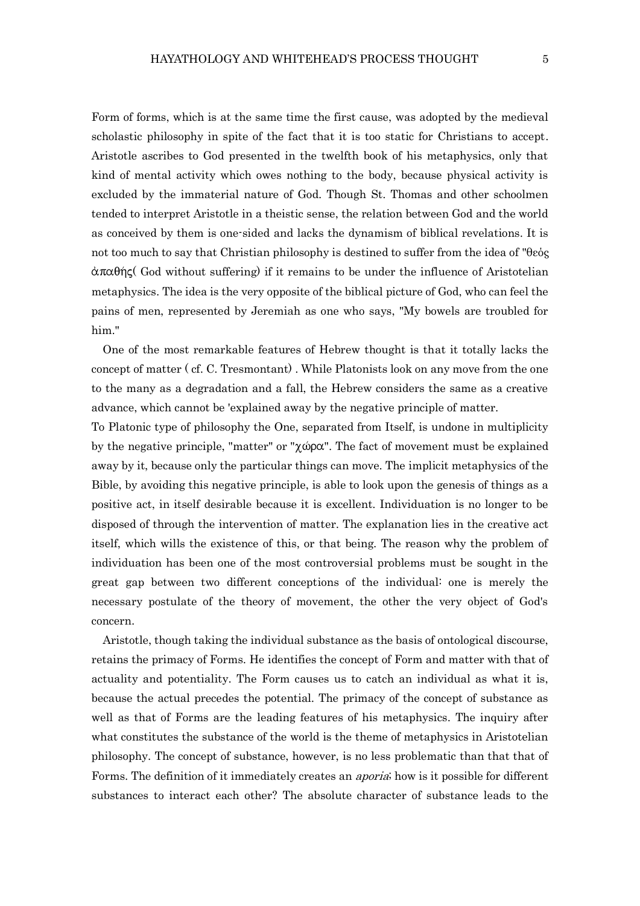Form of forms, which is at the same time the first cause, was adopted by the medieval scholastic philosophy in spite of the fact that it is too static for Christians to accept. Aristotle ascribes to God presented in the twelfth book of his metaphysics, only that kind of mental activity which owes nothing to the body, because physical activity is excluded by the immaterial nature of God. Though St. Thomas and other schoolmen tended to interpret Aristotle in a theistic sense, the relation between God and the world as conceived by them is one-sided and lacks the dynamism of biblical revelations. It is not too much to say that Christian philosophy is destined to suffer from the idea of "θεὸς ἀπαθής( God without suffering) if it remains to be under the influence of Aristotelian metaphysics. The idea is the very opposite of the biblical picture of God, who can feel the pains of men, represented by Jeremiah as one who says, "My bowels are troubled for him."

One of the most remarkable features of Hebrew thought is that it totally lacks the concept of matter ( cf. C. Tresmontant) . While Platonists look on any move from the one to the many as a degradation and a fall, the Hebrew considers the same as a creative advance, which cannot be 'explained away by the negative principle of matter.

To Platonic type of philosophy the One, separated from Itself, is undone in multiplicity by the negative principle, "matter" or "χώρα". The fact of movement must be explained away by it, because only the particular things can move. The implicit metaphysics of the Bible, by avoiding this negative principle, is able to look upon the genesis of things as a positive act, in itself desirable because it is excellent. Individuation is no longer to be disposed of through the intervention of matter. The explanation lies in the creative act itself, which wills the existence of this, or that being. The reason why the problem of individuation has been one of the most controversial problems must be sought in the great gap between two different conceptions of the individual: one is merely the necessary postulate of the theory of movement, the other the very object of God's concern.

Aristotle, though taking the individual substance as the basis of ontological discourse, retains the primacy of Forms. He identifies the concept of Form and matter with that of actuality and potentiality. The Form causes us to catch an individual as what it is, because the actual precedes the potential. The primacy of the concept of substance as well as that of Forms are the leading features of his metaphysics. The inquiry after what constitutes the substance of the world is the theme of metaphysics in Aristotelian philosophy. The concept of substance, however, is no less problematic than that that of Forms. The definition of it immediately creates an *aporia*; how is it possible for different substances to interact each other? The absolute character of substance leads to the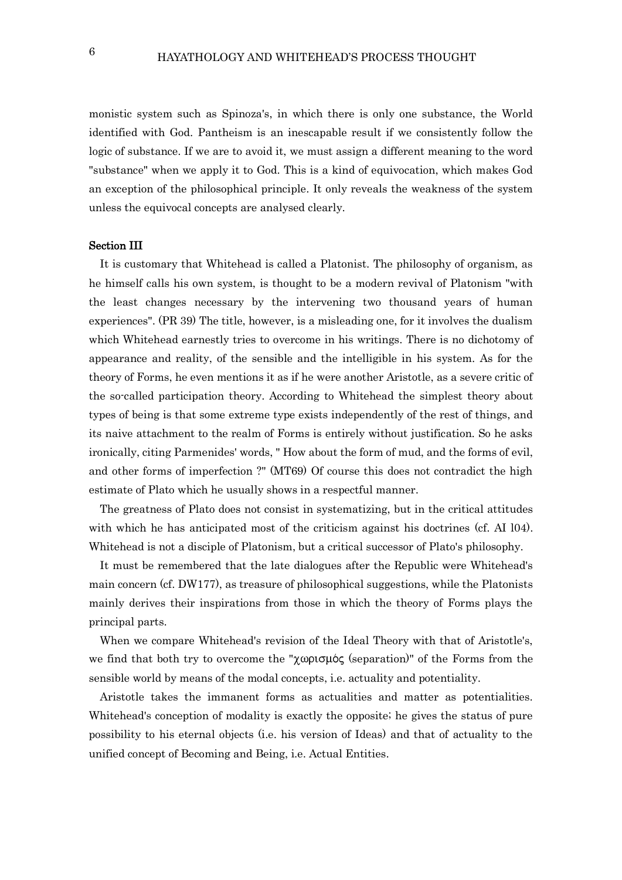monistic system such as Spinoza's, in which there is only one substance, the World identified with God. Pantheism is an inescapable result if we consistently follow the logic of substance. If we are to avoid it, we must assign a different meaning to the word "substance" when we apply it to God. This is a kind of equivocation, which makes God an exception of the philosophical principle. It only reveals the weakness of the system unless the equivocal concepts are analysed clearly.

## Section III

It is customary that Whitehead is called a Platonist. The philosophy of organism, as he himself calls his own system, is thought to be a modern revival of Platonism "with the least changes necessary by the intervening two thousand years of human experiences". (PR 39) The title, however, is a misleading one, for it involves the dualism which Whitehead earnestly tries to overcome in his writings. There is no dichotomy of appearance and reality, of the sensible and the intelligible in his system. As for the theory of Forms, he even mentions it as if he were another Aristotle, as a severe critic of the so-called participation theory. According to Whitehead the simplest theory about types of being is that some extreme type exists independently of the rest of things, and its naive attachment to the realm of Forms is entirely without justification. So he asks ironically, citing Parmenides' words, " How about the form of mud, and the forms of evil, and other forms of imperfection ?" (MT69) Of course this does not contradict the high estimate of Plato which he usually shows in a respectful manner.

The greatness of Plato does not consist in systematizing, but in the critical attitudes with which he has anticipated most of the criticism against his doctrines (cf. AI l04). Whitehead is not a disciple of Platonism, but a critical successor of Plato's philosophy.

It must be remembered that the late dialogues after the Republic were Whitehead's main concern (cf. DW177), as treasure of philosophical suggestions, while the Platonists mainly derives their inspirations from those in which the theory of Forms plays the principal parts.

When we compare Whitehead's revision of the Ideal Theory with that of Aristotle's, we find that both try to overcome the "χωρισμός (separation)" of the Forms from the sensible world by means of the modal concepts, i.e. actuality and potentiality.

Aristotle takes the immanent forms as actualities and matter as potentialities. Whitehead's conception of modality is exactly the opposite; he gives the status of pure possibility to his eternal objects (i.e. his version of Ideas) and that of actuality to the unified concept of Becoming and Being, i.e. Actual Entities.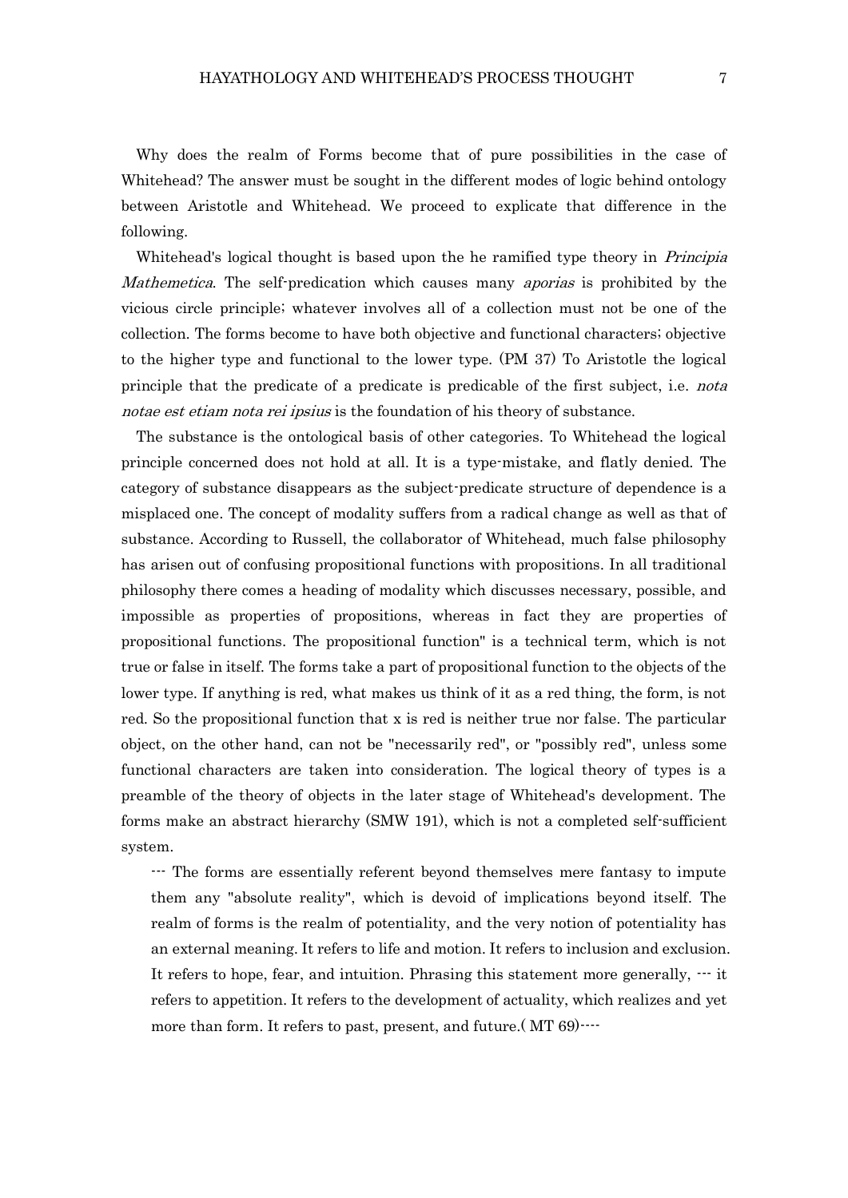Why does the realm of Forms become that of pure possibilities in the case of Whitehead? The answer must be sought in the different modes of logic behind ontology between Aristotle and Whitehead. We proceed to explicate that difference in the following.

Whitehead's logical thought is based upon the he ramified type theory in *Principia Mathemetica*. The self-predication which causes many *aporias* is prohibited by the vicious circle principle; whatever involves all of a collection must not be one of the collection. The forms become to have both objective and functional characters; objective to the higher type and functional to the lower type. (PM 37) To Aristotle the logical principle that the predicate of a predicate is predicable of the first subject, i.e. *nota notae est etiam nota rei ipsius* is the foundation of his theory of substance.

The substance is the ontological basis of other categories. To Whitehead the logical principle concerned does not hold at all. It is a type-mistake, and flatly denied. The category of substance disappears as the subject-predicate structure of dependence is a misplaced one. The concept of modality suffers from a radical change as well as that of substance. According to Russell, the collaborator of Whitehead, much false philosophy has arisen out of confusing propositional functions with propositions. In all traditional philosophy there comes a heading of modality which discusses necessary, possible, and impossible as properties of propositions, whereas in fact they are properties of propositional functions. The propositional function" is a technical term, which is not true or false in itself. The forms take a part of propositional function to the objects of the lower type. If anything is red, what makes us think of it as a red thing, the form, is not red. So the propositional function that x is red is neither true nor false. The particular object, on the other hand, can not be "necessarily red", or "possibly red", unless some functional characters are taken into consideration. The logical theory of types is a preamble of the theory of objects in the later stage of Whitehead's development. The forms make an abstract hierarchy (SMW 191), which is not a completed self-sufficient system.

> --- The forms are essentially referent beyond themselves mere fantasy to impute them any "absolute reality", which is devoid of implications beyond itself. The realm of forms is the realm of potentiality, and the very notion of potentiality has an external meaning. It refers to life and motion. It refers to inclusion and exclusion. It refers to hope, fear, and intuition. Phrasing this statement more generally, --- it refers to appetition. It refers to the development of actuality, which realizes and yet more than form. It refers to past, present, and future.( MT 69)----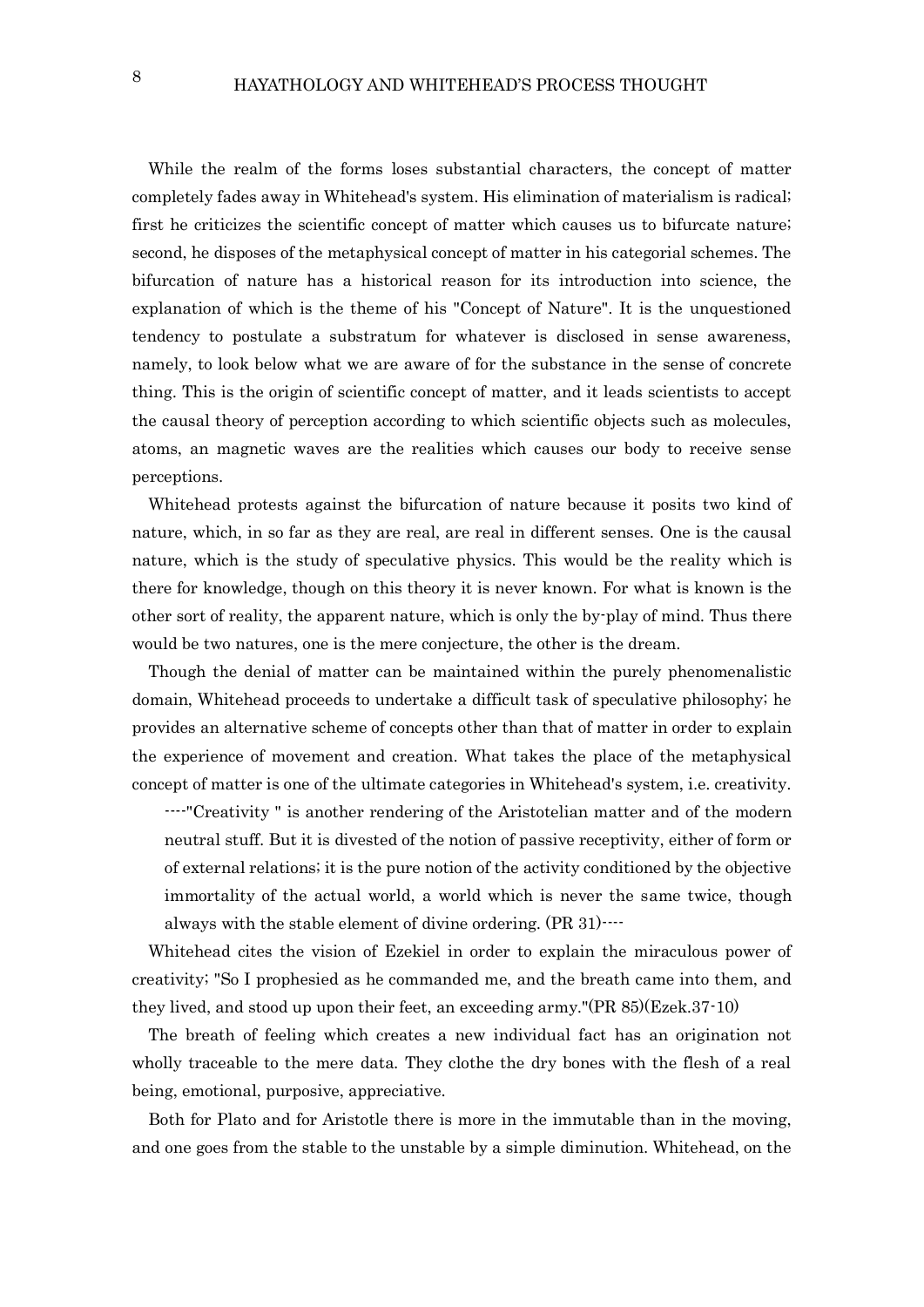While the realm of the forms loses substantial characters, the concept of matter completely fades away in Whitehead's system. His elimination of materialism is radical; first he criticizes the scientific concept of matter which causes us to bifurcate nature; second, he disposes of the metaphysical concept of matter in his categorial schemes. The bifurcation of nature has a historical reason for its introduction into science, the explanation of which is the theme of his "Concept of Nature". It is the unquestioned tendency to postulate a substratum for whatever is disclosed in sense awareness, namely, to look below what we are aware of for the substance in the sense of concrete thing. This is the origin of scientific concept of matter, and it leads scientists to accept the causal theory of perception according to which scientific objects such as molecules, atoms, an magnetic waves are the realities which causes our body to receive sense perceptions.

Whitehead protests against the bifurcation of nature because it posits two kind of nature, which, in so far as they are real, are real in different senses. One is the causal nature, which is the study of speculative physics. This would be the reality which is there for knowledge, though on this theory it is never known. For what is known is the other sort of reality, the apparent nature, which is only the by-play of mind. Thus there would be two natures, one is the mere conjecture, the other is the dream.

Though the denial of matter can be maintained within the purely phenomenalistic domain, Whitehead proceeds to undertake a difficult task of speculative philosophy; he provides an alternative scheme of concepts other than that of matter in order to explain the experience of movement and creation. What takes the place of the metaphysical concept of matter is one of the ultimate categories in Whitehead's system, i.e. creativity.

> ----"Creativity " is another rendering of the Aristotelian matter and of the modern neutral stuff. But it is divested of the notion of passive receptivity, either of form or of external relations; it is the pure notion of the activity conditioned by the objective immortality of the actual world, a world which is never the same twice, though always with the stable element of divine ordering. (PR 31)----

Whitehead cites the vision of Ezekiel in order to explain the miraculous power of creativity; "So I prophesied as he commanded me, and the breath came into them, and they lived, and stood up upon their feet, an exceeding army."(PR 85)(Ezek.37-10)

The breath of feeling which creates a new individual fact has an origination not wholly traceable to the mere data. They clothe the dry bones with the flesh of a real being, emotional, purposive, appreciative.

Both for Plato and for Aristotle there is more in the immutable than in the moving, and one goes from the stable to the unstable by a simple diminution. Whitehead, on the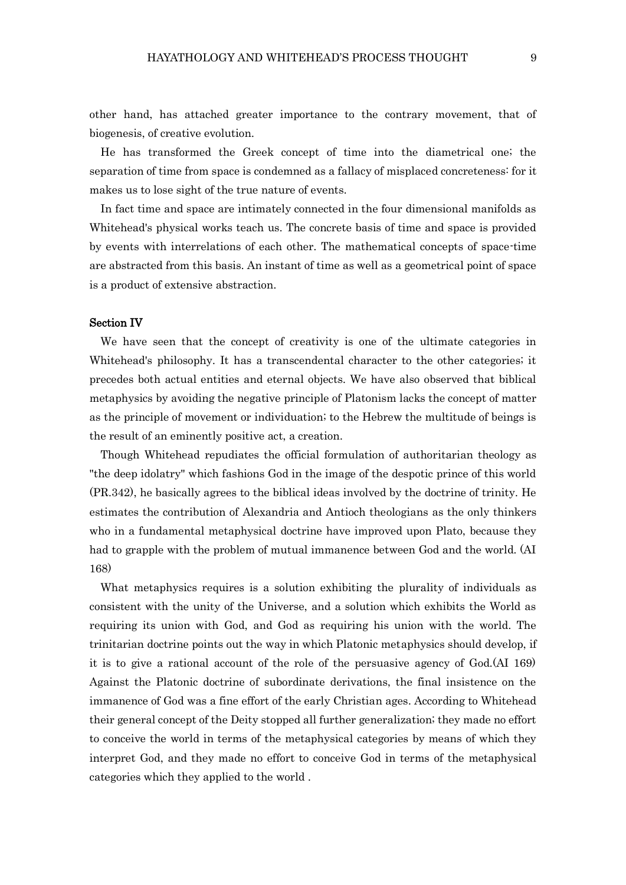other hand, has attached greater importance to the contrary movement, that of biogenesis, of creative evolution.

He has transformed the Greek concept of time into the diametrical one; the separation of time from space is condemned as a fallacy of misplaced concreteness: for it makes us to lose sight of the true nature of events.

In fact time and space are intimately connected in the four dimensional manifolds as Whitehead's physical works teach us. The concrete basis of time and space is provided by events with interrelations of each other. The mathematical concepts of space-time are abstracted from this basis. An instant of time as well as a geometrical point of space is a product of extensive abstraction.

### Section IV

We have seen that the concept of creativity is one of the ultimate categories in Whitehead's philosophy. It has a transcendental character to the other categories; it precedes both actual entities and eternal objects. We have also observed that biblical metaphysics by avoiding the negative principle of Platonism lacks the concept of matter as the principle of movement or individuation; to the Hebrew the multitude of beings is the result of an eminently positive act, a creation.

Though Whitehead repudiates the official formulation of authoritarian theology as "the deep idolatry" which fashions God in the image of the despotic prince of this world (PR.342), he basically agrees to the biblical ideas involved by the doctrine of trinity. He estimates the contribution of Alexandria and Antioch theologians as the only thinkers who in a fundamental metaphysical doctrine have improved upon Plato, because they had to grapple with the problem of mutual immanence between God and the world. (AI 168)

What metaphysics requires is a solution exhibiting the plurality of individuals as consistent with the unity of the Universe, and a solution which exhibits the World as requiring its union with God, and God as requiring his union with the world. The trinitarian doctrine points out the way in which Platonic metaphysics should develop, if it is to give a rational account of the role of the persuasive agency of God.(AI 169) Against the Platonic doctrine of subordinate derivations, the final insistence on the immanence of God was a fine effort of the early Christian ages. According to Whitehead their general concept of the Deity stopped all further generalization; they made no effort to conceive the world in terms of the metaphysical categories by means of which they interpret God, and they made no effort to conceive God in terms of the metaphysical categories which they applied to the world .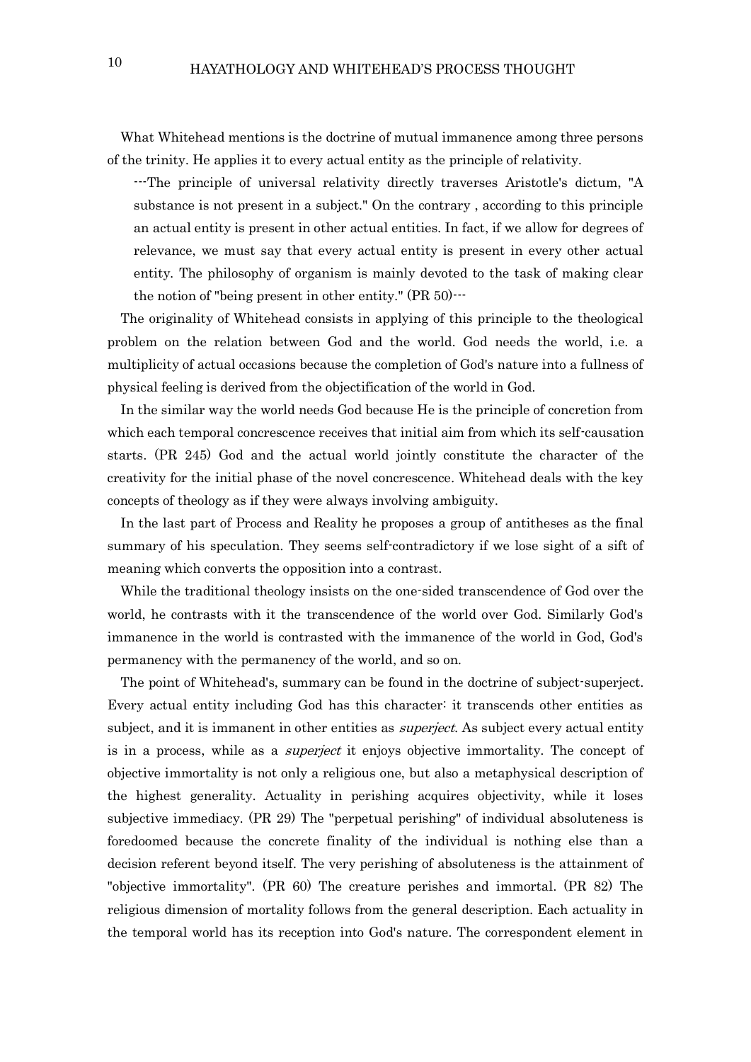What Whitehead mentions is the doctrine of mutual immanence among three persons of the trinity. He applies it to every actual entity as the principle of relativity.

> ---The principle of universal relativity directly traverses Aristotle's dictum, "A substance is not present in a subject." On the contrary , according to this principle an actual entity is present in other actual entities. In fact, if we allow for degrees of relevance, we must say that every actual entity is present in every other actual entity. The philosophy of organism is mainly devoted to the task of making clear the notion of "being present in other entity." (PR 50)---

The originality of Whitehead consists in applying of this principle to the theological problem on the relation between God and the world. God needs the world, i.e. a multiplicity of actual occasions because the completion of God's nature into a fullness of physical feeling is derived from the objectification of the world in God.

In the similar way the world needs God because He is the principle of concretion from which each temporal concrescence receives that initial aim from which its self-causation starts. (PR 245) God and the actual world jointly constitute the character of the creativity for the initial phase of the novel concrescence. Whitehead deals with the key concepts of theology as if they were always involving ambiguity.

In the last part of Process and Reality he proposes a group of antitheses as the final summary of his speculation. They seems self-contradictory if we lose sight of a sift of meaning which converts the opposition into a contrast.

While the traditional theology insists on the one-sided transcendence of God over the world, he contrasts with it the transcendence of the world over God. Similarly God's immanence in the world is contrasted with the immanence of the world in God, God's permanency with the permanency of the world, and so on.

The point of Whitehead's, summary can be found in the doctrine of subject-superject. Every actual entity including God has this character: it transcends other entities as subject, and it is immanent in other entities as *superject*. As subject every actual entity is in a process, while as a *superject* it enjoys objective immortality. The concept of objective immortality is not only a religious one, but also a metaphysical description of the highest generality. Actuality in perishing acquires objectivity, while it loses subjective immediacy. (PR 29) The "perpetual perishing" of individual absoluteness is foredoomed because the concrete finality of the individual is nothing else than a decision referent beyond itself. The very perishing of absoluteness is the attainment of "objective immortality". (PR 60) The creature perishes and immortal. (PR 82) The religious dimension of mortality follows from the general description. Each actuality in the temporal world has its reception into God's nature. The correspondent element in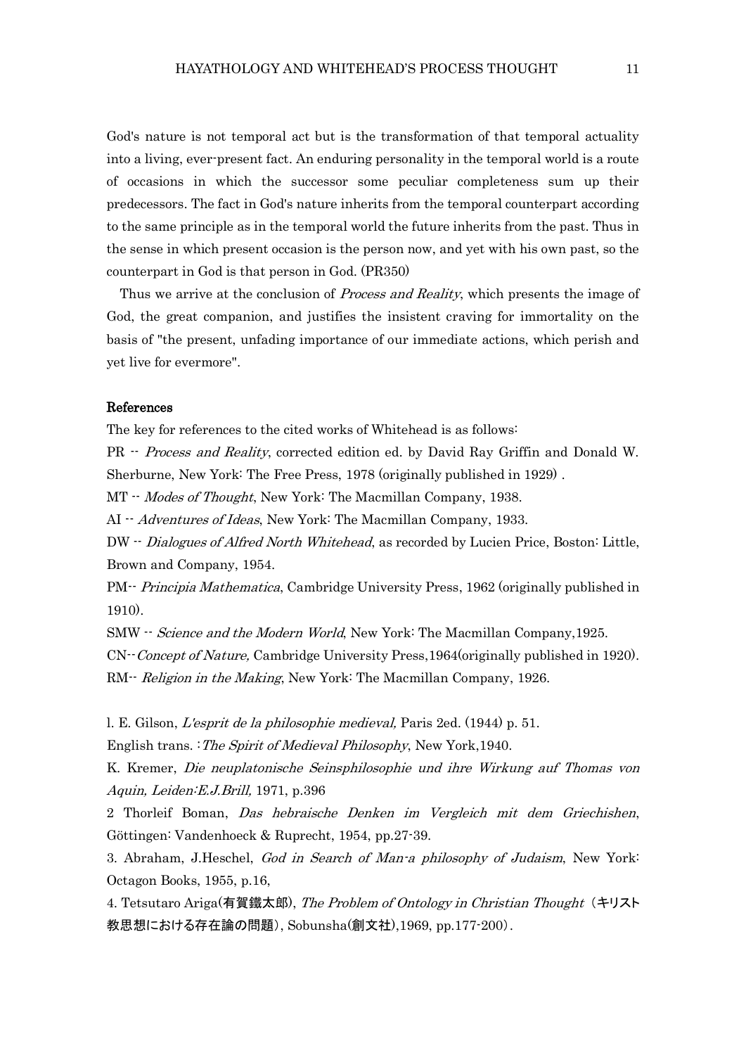God's nature is not temporal act but is the transformation of that temporal actuality into a living, ever-present fact. An enduring personality in the temporal world is a route of occasions in which the successor some peculiar completeness sum up their predecessors. The fact in God's nature inherits from the temporal counterpart according to the same principle as in the temporal world the future inherits from the past. Thus in the sense in which present occasion is the person now, and yet with his own past, so the counterpart in God is that person in God. (PR350)

Thus we arrive at the conclusion of *Process and Reality*, which presents the image of God, the great companion, and justifies the insistent craving for immortality on the basis of "the present, unfading importance of our immediate actions, which perish and yet live for evermore".

## References

The key for references to the cited works of Whitehead is as follows:

PR -- *Process and Reality*, corrected edition ed. by David Ray Griffin and Donald W. Sherburne, New York: The Free Press, 1978 (originally published in 1929) .

MT -- *Modes of Thought*, New York: The Macmillan Company, 1938.

AI -- *Adventures of Ideas*, New York: The Macmillan Company, 1933.

DW -- *Dialogues of Alfred North Whitehead*, as recorded by Lucien Price, Boston: Little, Brown and Company, 1954.

PM-- *Principia Mathematica*, Cambridge University Press, 1962 (originally published in 1910).

SMW -- *Science and the Modern World*, New York: The Macmillan Company,1925.

CN--*Concept of Nature,* Cambridge University Press,1964(originally published in 1920).

RM-- *Religion in the Making*, New York: The Macmillan Company, 1926.

l. E. Gilson, *L'esprit de la philosophie medieval,* Paris 2ed. (1944) p. 51.

English trans. :*The Spirit of Medieval Philosophy*, New York,1940.

K. Kremer, *Die neuplatonische Seinsphilosophie und ihre Wirkung auf Thomas von Aquin, Leiden:E.J.Brill,* 1971, p.396

2 Thorleif Boman, *Das hebraische Denken im Vergleich mit dem Griechishen*, Göttingen: Vandenhoeck & Ruprecht, 1954, pp.27-39.

3. Abraham, J.Heschel, *God in Search of Man-a philosophy of Judaism*, New York: Octagon Books, 1955, p.16,

4. Tetsutaro Ariga(有賀鐵太郎), *The Problem of Ontology in Christian Thought*（キリスト教思想における存在論の問題）, Sobunsha(創文社),1969, pp.177-200）.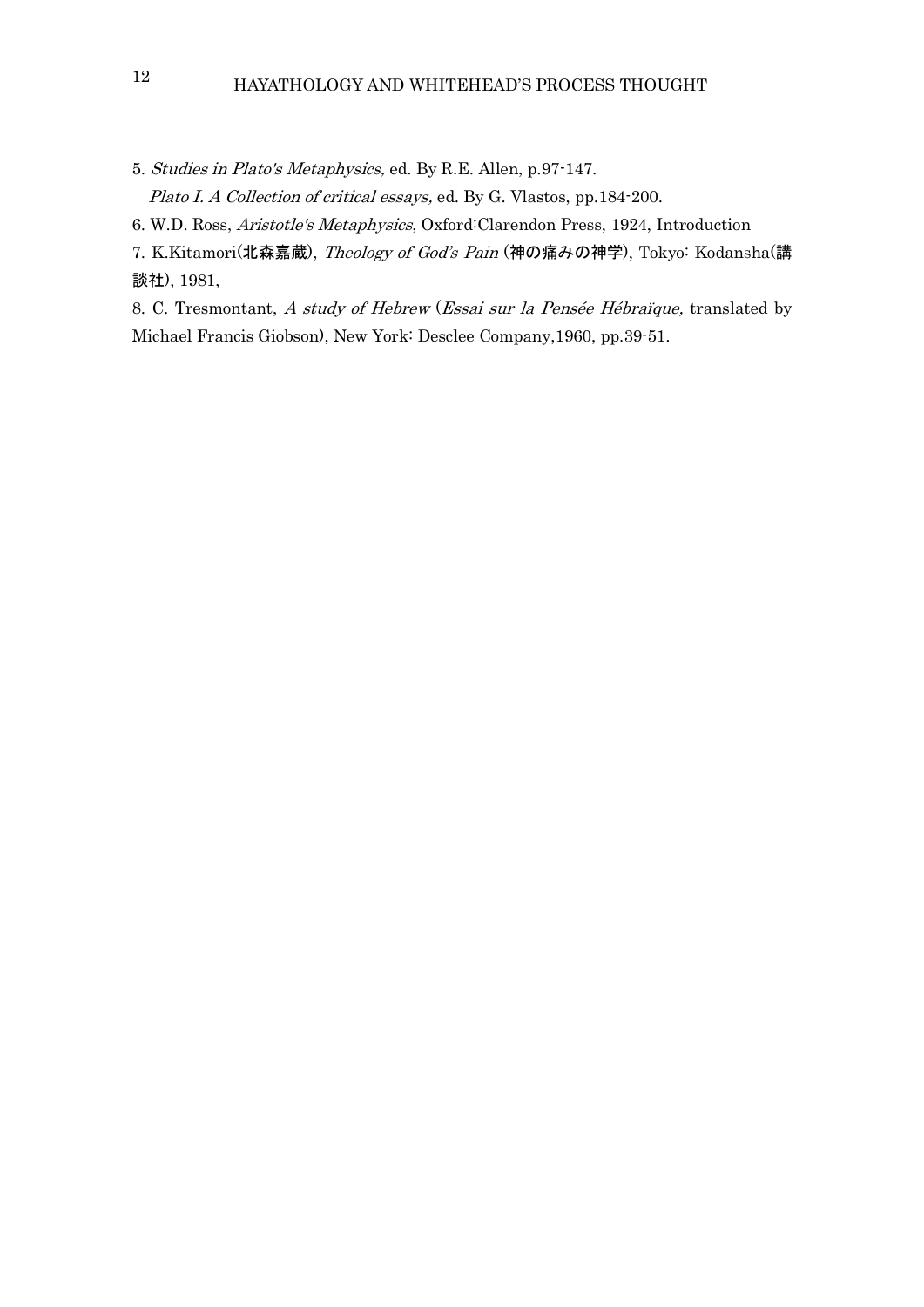5. *Studies in Plato's Metaphysics,* ed. By R.E. Allen, p.97-147.
   *Plato I. A Collection of critical essays,* ed. By G. Vlastos, pp.184-200.

6. W.D. Ross, *Aristotle's Metaphysics*, Oxford:Clarendon Press, 1924, Introduction

7. K.Kitamori(北森嘉蔵), *Theology of God's Pain* (神の痛みの神学), Tokyo: Kodansha(講談社), 1981,

8. C. Tresmontant, *A study of Hebrew* (*Essai sur la Pensée Hébraïque,* translated by Michael Francis Giobson), New York: Desclee Company,1960, pp.39-51.